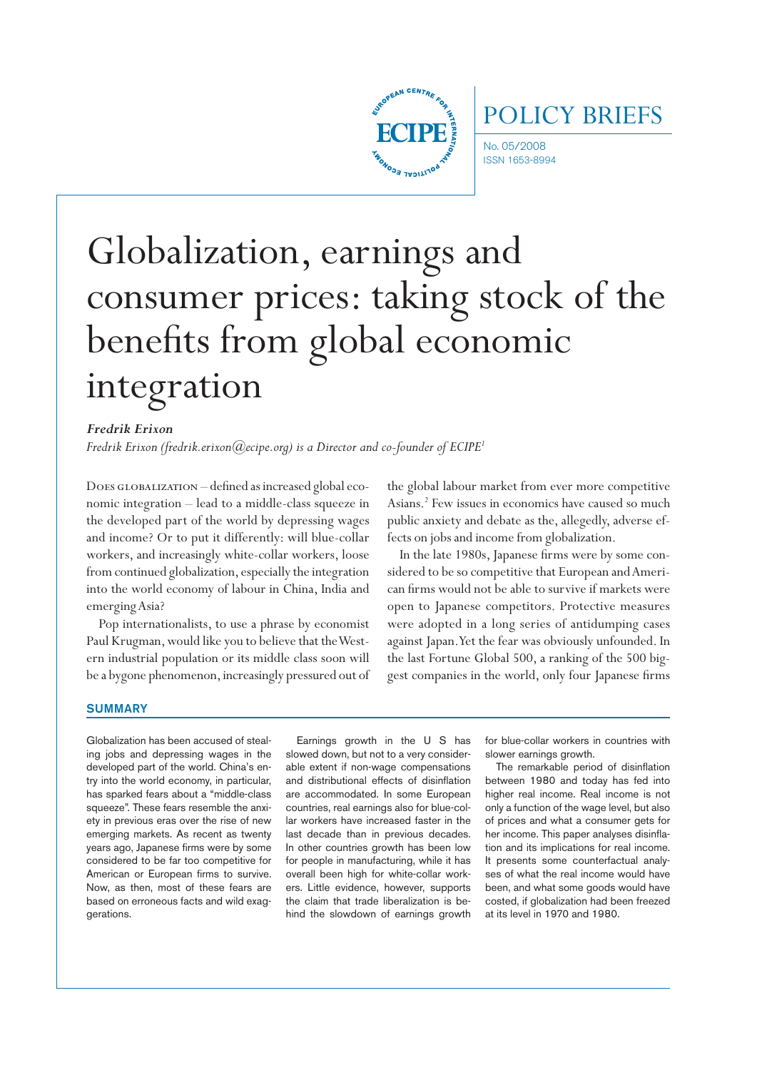POLICY BRIEFS

No. 05/2008
ISSN 1653-8994

# Globalization, earnings and consumer prices: taking stock of the benefits from global economic integration

***Fredrik Erixon***

*Fredrik Erixon (fredrik.erixon@ecipe.org) is a Director and co-founder of ECIPE*[1]

Does globalization – defined as increased global economic integration – lead to a middle-class squeeze in the developed part of the world by depressing wages and income? Or to put it differently: will blue-collar workers, and increasingly white-collar workers, loose from continued globalization, especially the integration into the world economy of labour in China, India and emerging Asia?

Pop internationalists, to use a phrase by economist Paul Krugman, would like you to believe that the Western industrial population or its middle class soon will be a bygone phenomenon, increasingly pressured out of the global labour market from ever more competitive Asians.[2] Few issues in economics have caused so much public anxiety and debate as the, allegedly, adverse effects on jobs and income from globalization.

In the late 1980s, Japanese firms were by some considered to be so competitive that European and American firms would not be able to survive if markets were open to Japanese competitors. Protective measures were adopted in a long series of antidumping cases against Japan. Yet the fear was obviously unfounded. In the last Fortune Global 500, a ranking of the 500 biggest companies in the world, only four Japanese firms

## SUMMARY

Globalization has been accused of stealing jobs and depressing wages in the developed part of the world. China's entry into the world economy, in particular, has sparked fears about a "middle-class squeeze". These fears resemble the anxiety in previous eras over the rise of new emerging markets. As recent as twenty years ago, Japanese firms were by some considered to be far too competitive for American or European firms to survive. Now, as then, most of these fears are based on erroneous facts and wild exaggerations.

Earnings growth in the U S has slowed down, but not to a very considerable extent if non-wage compensations and distributional effects of disinflation are accommodated. In some European countries, real earnings also for blue-collar workers have increased faster in the last decade than in previous decades. In other countries growth has been low for people in manufacturing, while it has overall been high for white-collar workers. Little evidence, however, supports the claim that trade liberalization is behind the slowdown of earnings growth for blue-collar workers in countries with slower earnings growth.

The remarkable period of disinflation between 1980 and today has fed into higher real income. Real income is not only a function of the wage level, but also of prices and what a consumer gets for her income. This paper analyses disinflation and its implications for real income. It presents some counterfactual analyses of what the real income would have been, and what some goods would have costed, if globalization had been freezed at its level in 1970 and 1980.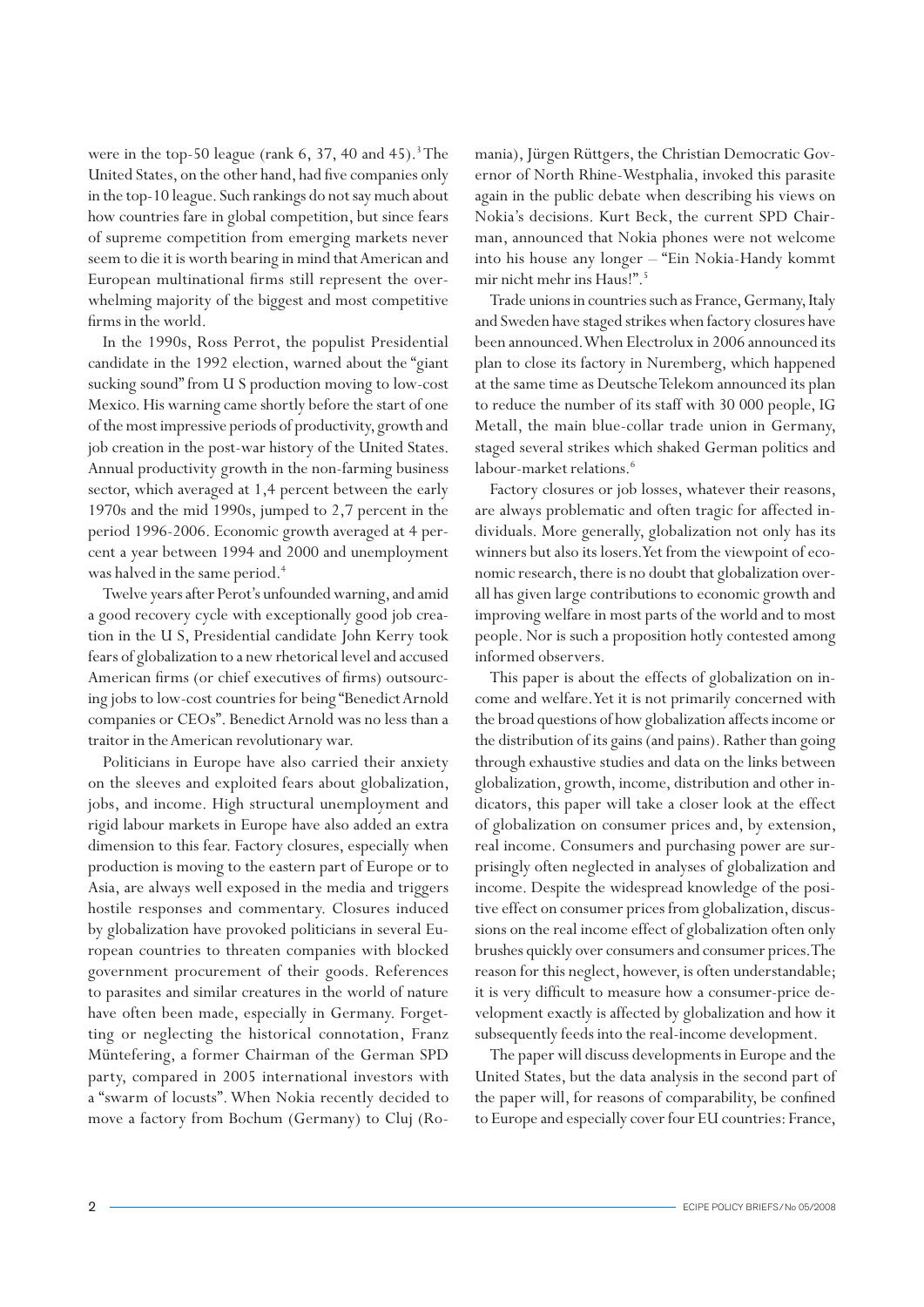were in the top-50 league (rank 6, 37, 40 and 45).[3] The United States, on the other hand, had five companies only in the top-10 league. Such rankings do not say much about how countries fare in global competition, but since fears of supreme competition from emerging markets never seem to die it is worth bearing in mind that American and European multinational firms still represent the overwhelming majority of the biggest and most competitive firms in the world.

In the 1990s, Ross Perrot, the populist Presidential candidate in the 1992 election, warned about the "giant sucking sound" from U S production moving to low-cost Mexico. His warning came shortly before the start of one of the most impressive periods of productivity, growth and job creation in the post-war history of the United States. Annual productivity growth in the non-farming business sector, which averaged at 1,4 percent between the early 1970s and the mid 1990s, jumped to 2,7 percent in the period 1996-2006. Economic growth averaged at 4 percent a year between 1994 and 2000 and unemployment was halved in the same period.[4]

Twelve years after Perot's unfounded warning, and amid a good recovery cycle with exceptionally good job creation in the U S, Presidential candidate John Kerry took fears of globalization to a new rhetorical level and accused American firms (or chief executives of firms) outsourcing jobs to low-cost countries for being "Benedict Arnold companies or CEOs". Benedict Arnold was no less than a traitor in the American revolutionary war.

Politicians in Europe have also carried their anxiety on the sleeves and exploited fears about globalization, jobs, and income. High structural unemployment and rigid labour markets in Europe have also added an extra dimension to this fear. Factory closures, especially when production is moving to the eastern part of Europe or to Asia, are always well exposed in the media and triggers hostile responses and commentary. Closures induced by globalization have provoked politicians in several European countries to threaten companies with blocked government procurement of their goods. References to parasites and similar creatures in the world of nature have often been made, especially in Germany. Forgetting or neglecting the historical connotation, Franz Müntefering, a former Chairman of the German SPD party, compared in 2005 international investors with a "swarm of locusts". When Nokia recently decided to move a factory from Bochum (Germany) to Cluj (Romania), Jürgen Rüttgers, the Christian Democratic Governor of North Rhine-Westphalia, invoked this parasite again in the public debate when describing his views on Nokia's decisions. Kurt Beck, the current SPD Chairman, announced that Nokia phones were not welcome into his house any longer – "Ein Nokia-Handy kommt mir nicht mehr ins Haus!".[5]

Trade unions in countries such as France, Germany, Italy and Sweden have staged strikes when factory closures have been announced. When Electrolux in 2006 announced its plan to close its factory in Nuremberg, which happened at the same time as Deutsche Telekom announced its plan to reduce the number of its staff with 30 000 people, IG Metall, the main blue-collar trade union in Germany, staged several strikes which shaked German politics and labour-market relations.[6]

Factory closures or job losses, whatever their reasons, are always problematic and often tragic for affected individuals. More generally, globalization not only has its winners but also its losers. Yet from the viewpoint of economic research, there is no doubt that globalization overall has given large contributions to economic growth and improving welfare in most parts of the world and to most people. Nor is such a proposition hotly contested among informed observers.

This paper is about the effects of globalization on income and welfare. Yet it is not primarily concerned with the broad questions of how globalization affects income or the distribution of its gains (and pains). Rather than going through exhaustive studies and data on the links between globalization, growth, income, distribution and other indicators, this paper will take a closer look at the effect of globalization on consumer prices and, by extension, real income. Consumers and purchasing power are surprisingly often neglected in analyses of globalization and income. Despite the widespread knowledge of the positive effect on consumer prices from globalization, discussions on the real income effect of globalization often only brushes quickly over consumers and consumer prices. The reason for this neglect, however, is often understandable; it is very difficult to measure how a consumer-price development exactly is affected by globalization and how it subsequently feeds into the real-income development.

The paper will discuss developments in Europe and the United States, but the data analysis in the second part of the paper will, for reasons of comparability, be confined to Europe and especially cover four EU countries: France,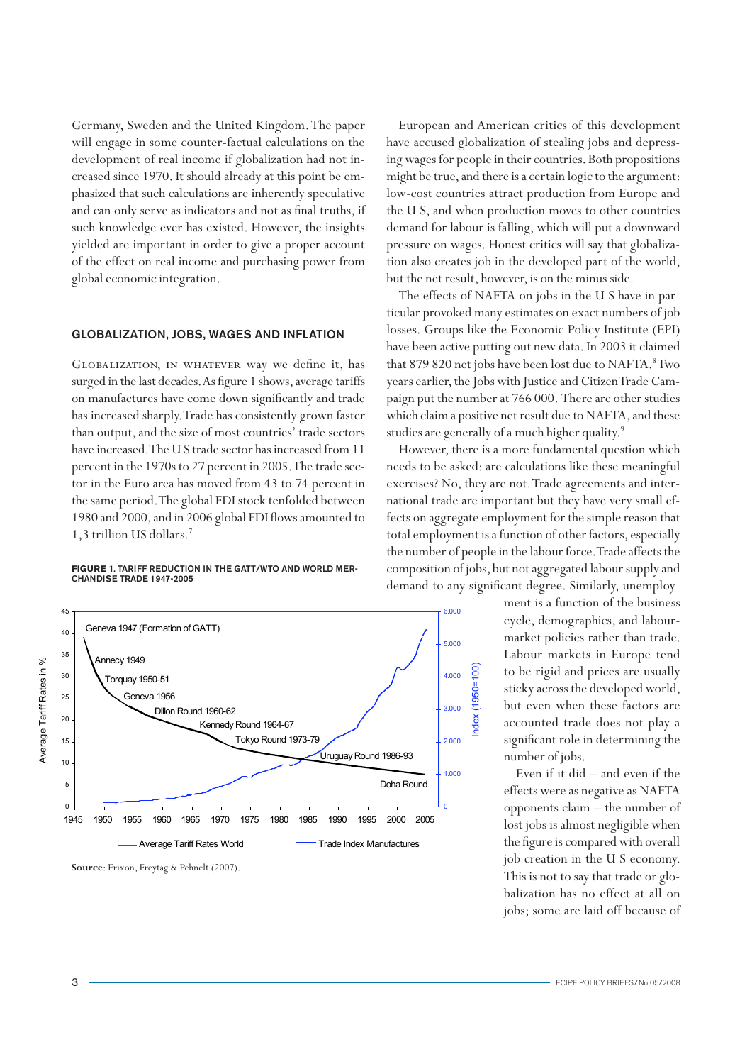Germany, Sweden and the United Kingdom. The paper will engage in some counter-factual calculations on the development of real income if globalization had not increased since 1970. It should already at this point be emphasized that such calculations are inherently speculative and can only serve as indicators and not as final truths, if such knowledge ever has existed. However, the insights yielded are important in order to give a proper account of the effect on real income and purchasing power from global economic integration.

## GLOBALIZATION, JOBS, WAGES AND INFLATION

Globalization, in whatever way we define it, has surged in the last decades. As figure 1 shows, average tariffs on manufactures have come down significantly and trade has increased sharply. Trade has consistently grown faster than output, and the size of most countries' trade sectors have increased. The U S trade sector has increased from 11 percent in the 1970s to 27 percent in 2005. The trade sector in the Euro area has moved from 43 to 74 percent in the same period. The global FDI stock tenfolded between 1980 and 2000, and in 2006 global FDI flows amounted to 1,3 trillion US dollars.[7]

**FIGURE 1. TARIFF REDUCTION IN THE GATT/WTO AND WORLD MERCHANDISE TRADE 1947-2005**

**Source**: Erixon, Freytag & Pehnelt (2007).

European and American critics of this development have accused globalization of stealing jobs and depressing wages for people in their countries. Both propositions might be true, and there is a certain logic to the argument: low-cost countries attract production from Europe and the U S, and when production moves to other countries demand for labour is falling, which will put a downward pressure on wages. Honest critics will say that globalization also creates job in the developed part of the world, but the net result, however, is on the minus side.

The effects of NAFTA on jobs in the U S have in particular provoked many estimates on exact numbers of job losses. Groups like the Economic Policy Institute (EPI) have been active putting out new data. In 2003 it claimed that 879 820 net jobs have been lost due to NAFTA.[8] Two years earlier, the Jobs with Justice and Citizen Trade Campaign put the number at 766 000. There are other studies which claim a positive net result due to NAFTA, and these studies are generally of a much higher quality.[9]

However, there is a more fundamental question which needs to be asked: are calculations like these meaningful exercises? No, they are not. Trade agreements and international trade are important but they have very small effects on aggregate employment for the simple reason that total employment is a function of other factors, especially the number of people in the labour force. Trade affects the composition of jobs, but not aggregated labour supply and demand to any significant degree. Similarly, unemployment is a function of the business cycle, demographics, and labour-market policies rather than trade. Labour markets in Europe tend to be rigid and prices are usually sticky across the developed world, but even when these factors are accounted trade does not play a significant role in determining the number of jobs.

Even if it did – and even if the effects were as negative as NAFTA opponents claim – the number of lost jobs is almost negligible when the figure is compared with overall job creation in the U S economy. This is not to say that trade or globalization has no effect at all on jobs; some are laid off because of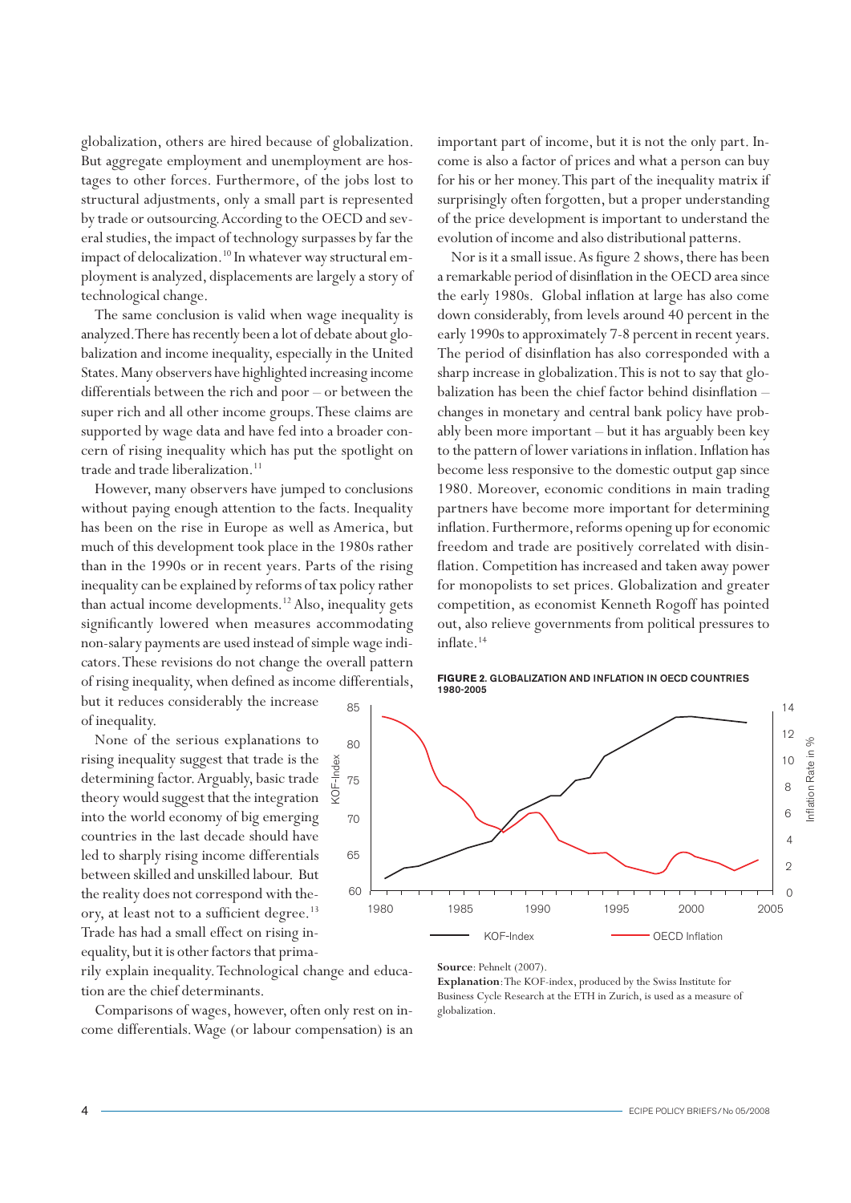globalization, others are hired because of globalization. But aggregate employment and unemployment are hostages to other forces. Furthermore, of the jobs lost to structural adjustments, only a small part is represented by trade or outsourcing. According to the OECD and several studies, the impact of technology surpasses by far the impact of delocalization.[10] In whatever way structural employment is analyzed, displacements are largely a story of technological change.

The same conclusion is valid when wage inequality is analyzed. There has recently been a lot of debate about globalization and income inequality, especially in the United States. Many observers have highlighted increasing income differentials between the rich and poor – or between the super rich and all other income groups. These claims are supported by wage data and have fed into a broader concern of rising inequality which has put the spotlight on trade and trade liberalization.[11]

However, many observers have jumped to conclusions without paying enough attention to the facts. Inequality has been on the rise in Europe as well as America, but much of this development took place in the 1980s rather than in the 1990s or in recent years. Parts of the rising inequality can be explained by reforms of tax policy rather than actual income developments.[12] Also, inequality gets significantly lowered when measures accommodating non-salary payments are used instead of simple wage indicators. These revisions do not change the overall pattern of rising inequality, when defined as income differentials, but it reduces considerably the increase of inequality.

None of the serious explanations to rising inequality suggest that trade is the determining factor. Arguably, basic trade theory would suggest that the integration into the world economy of big emerging countries in the last decade should have led to sharply rising income differentials between skilled and unskilled labour. But the reality does not correspond with theory, at least not to a sufficient degree.[13] Trade has had a small effect on rising inequality, but it is other factors that primarily explain inequality. Technological change and education are the chief determinants.

Comparisons of wages, however, often only rest on income differentials. Wage (or labour compensation) is an important part of income, but it is not the only part. Income is also a factor of prices and what a person can buy for his or her money. This part of the inequality matrix if surprisingly often forgotten, but a proper understanding of the price development is important to understand the evolution of income and also distributional patterns.

Nor is it a small issue. As figure 2 shows, there has been a remarkable period of disinflation in the OECD area since the early 1980s. Global inflation at large has also come down considerably, from levels around 40 percent in the early 1990s to approximately 7-8 percent in recent years. The period of disinflation has also corresponded with a sharp increase in globalization. This is not to say that globalization has been the chief factor behind disinflation – changes in monetary and central bank policy have probably been more important – but it has arguably been key to the pattern of lower variations in inflation. Inflation has become less responsive to the domestic output gap since 1980. Moreover, economic conditions in main trading partners have become more important for determining inflation. Furthermore, reforms opening up for economic freedom and trade are positively correlated with disinflation. Competition has increased and taken away power for monopolists to set prices. Globalization and greater competition, as economist Kenneth Rogoff has pointed out, also relieve governments from political pressures to inflate.[14]

**FIGURE 2. GLOBALIZATION AND INFLATION IN OECD COUNTRIES 1980-2005**

**Source**: Pehnelt (2007).

**Explanation**: The KOF-index, produced by the Swiss Institute for Business Cycle Research at the ETH in Zurich, is used as a measure of globalization.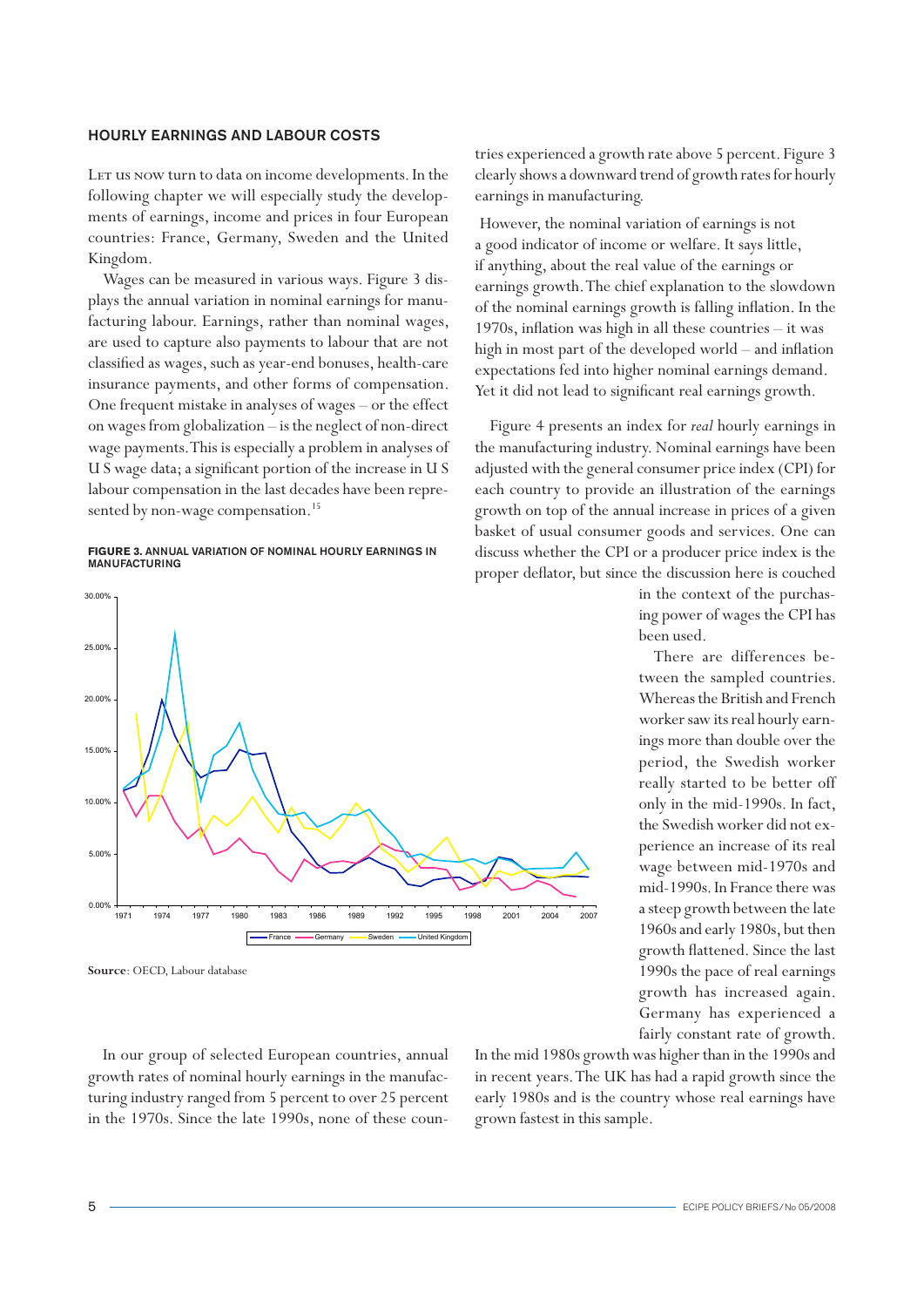## HOURLY EARNINGS AND LABOUR COSTS

Let us now turn to data on income developments. In the following chapter we will especially study the developments of earnings, income and prices in four European countries: France, Germany, Sweden and the United Kingdom.

Wages can be measured in various ways. Figure 3 displays the annual variation in nominal earnings for manufacturing labour. Earnings, rather than nominal wages, are used to capture also payments to labour that are not classified as wages, such as year-end bonuses, health-care insurance payments, and other forms of compensation. One frequent mistake in analyses of wages – or the effect on wages from globalization – is the neglect of non-direct wage payments. This is especially a problem in analyses of U S wage data; a significant portion of the increase in U S labour compensation in the last decades have been represented by non-wage compensation.[15]

**FIGURE 3. ANNUAL VARIATION OF NOMINAL HOURLY EARNINGS IN MANUFACTURING**

**Source**: OECD, Labour database

In our group of selected European countries, annual growth rates of nominal hourly earnings in the manufacturing industry ranged from 5 percent to over 25 percent in the 1970s. Since the late 1990s, none of these countries experienced a growth rate above 5 percent. Figure 3 clearly shows a downward trend of growth rates for hourly earnings in manufacturing.

However, the nominal variation of earnings is not a good indicator of income or welfare. It says little, if anything, about the real value of the earnings or earnings growth. The chief explanation to the slowdown of the nominal earnings growth is falling inflation. In the 1970s, inflation was high in all these countries – it was high in most part of the developed world – and inflation expectations fed into higher nominal earnings demand. Yet it did not lead to significant real earnings growth.

Figure 4 presents an index for *real* hourly earnings in the manufacturing industry. Nominal earnings have been adjusted with the general consumer price index (CPI) for each country to provide an illustration of the earnings growth on top of the annual increase in prices of a given basket of usual consumer goods and services. One can discuss whether the CPI or a producer price index is the proper deflator, but since the discussion here is couched in the context of the purchasing power of wages the CPI has been used.

There are differences between the sampled countries. Whereas the British and French worker saw its real hourly earnings more than double over the period, the Swedish worker really started to be better off only in the mid-1990s. In fact, the Swedish worker did not experience an increase of its real wage between mid-1970s and mid-1990s. In France there was a steep growth between the late 1960s and early 1980s, but then growth flattened. Since the last 1990s the pace of real earnings growth has increased again. Germany has experienced a fairly constant rate of growth. In the mid 1980s growth was higher than in the 1990s and in recent years. The UK has had a rapid growth since the early 1980s and is the country whose real earnings have grown fastest in this sample.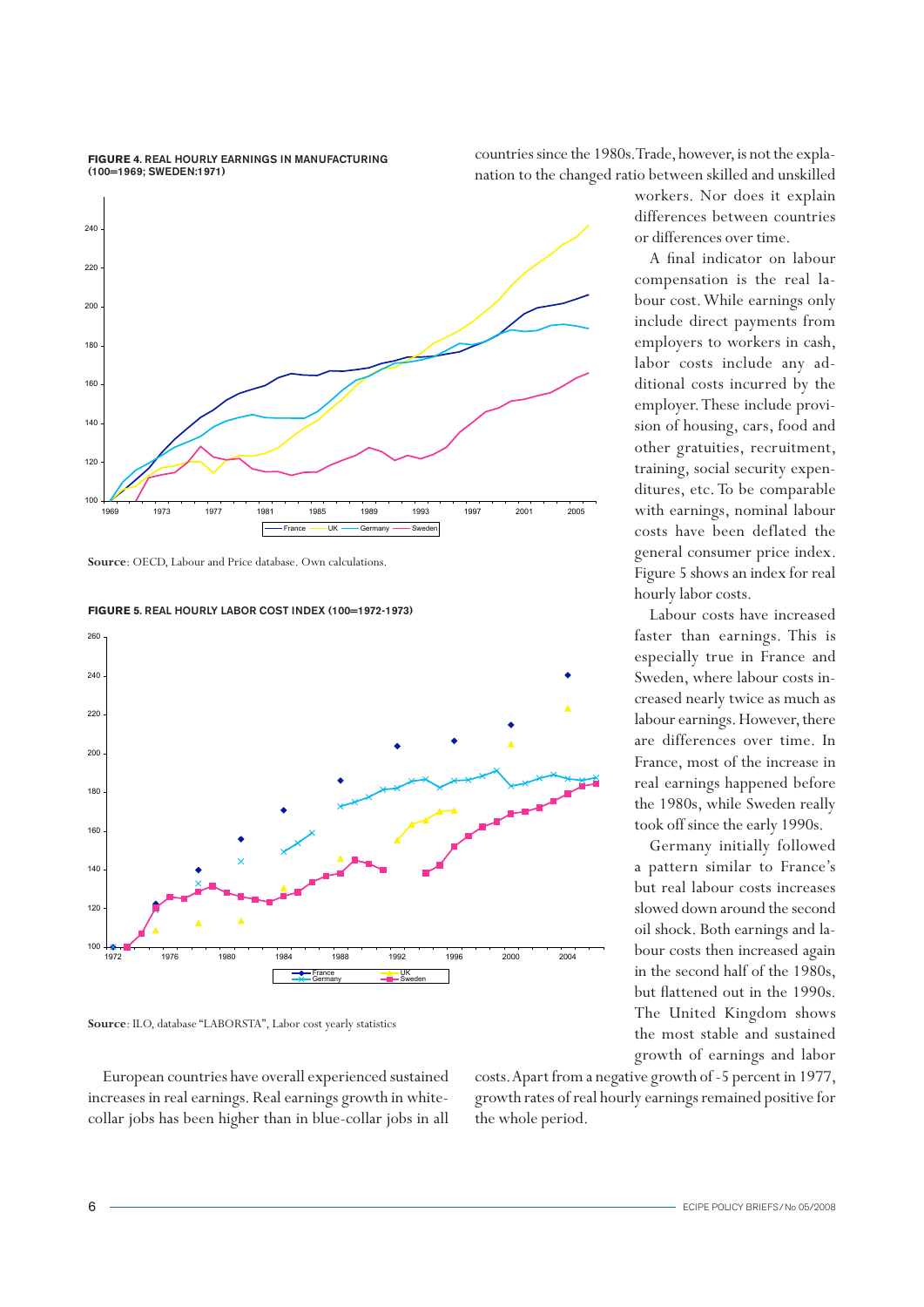**FIGURE 4. REAL HOURLY EARNINGS IN MANUFACTURING (100=1969; SWEDEN:1971)**

**Source**: OECD, Labour and Price database. Own calculations.

**FIGURE 5. REAL HOURLY LABOR COST INDEX (100=1972-1973)**

**Source**: ILO, database "LABORSTA", Labor cost yearly statistics

European countries have overall experienced sustained increases in real earnings. Real earnings growth in white-collar jobs has been higher than in blue-collar jobs in all countries since the 1980s. Trade, however, is not the explanation to the changed ratio between skilled and unskilled workers. Nor does it explain differences between countries or differences over time.

A final indicator on labour compensation is the real labour cost. While earnings only include direct payments from employers to workers in cash, labor costs include any additional costs incurred by the employer. These include provision of housing, cars, food and other gratuities, recruitment, training, social security expenditures, etc. To be comparable with earnings, nominal labour costs have been deflated the general consumer price index. Figure 5 shows an index for real hourly labor costs.

Labour costs have increased faster than earnings. This is especially true in France and Sweden, where labour costs increased nearly twice as much as labour earnings. However, there are differences over time. In France, most of the increase in real earnings happened before the 1980s, while Sweden really took off since the early 1990s.

Germany initially followed a pattern similar to France's but real labour costs increases slowed down around the second oil shock. Both earnings and labour costs then increased again in the second half of the 1980s, but flattened out in the 1990s. The United Kingdom shows the most stable and sustained growth of earnings and labor costs. Apart from a negative growth of -5 percent in 1977, growth rates of real hourly earnings remained positive for the whole period.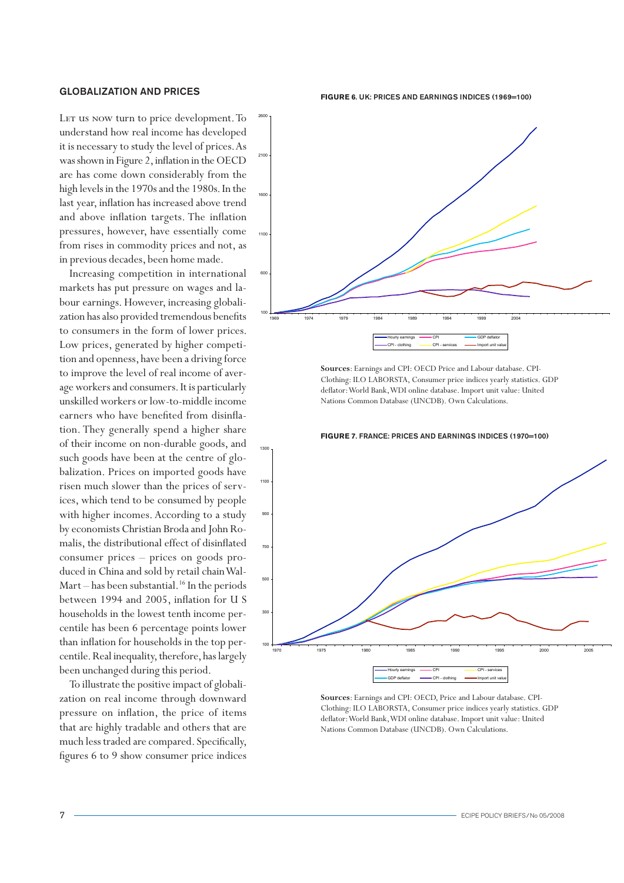## GLOBALIZATION AND PRICES

LET US NOW turn to price development. To understand how real income has developed it is necessary to study the level of prices. As was shown in Figure 2, inflation in the OECD are has come down considerably from the high levels in the 1970s and the 1980s. In the last year, inflation has increased above trend and above inflation targets. The inflation pressures, however, have essentially come from rises in commodity prices and not, as in previous decades, been home made.

Increasing competition in international markets has put pressure on wages and labour earnings. However, increasing globalization has also provided tremendous benefits to consumers in the form of lower prices. Low prices, generated by higher competition and openness, have been a driving force to improve the level of real income of average workers and consumers. It is particularly unskilled workers or low-to-middle income earners who have benefited from disinflation. They generally spend a higher share of their income on non-durable goods, and such goods have been at the centre of globalization. Prices on imported goods have risen much slower than the prices of services, which tend to be consumed by people with higher incomes. According to a study by economists Christian Broda and John Romalis, the distributional effect of disinflated consumer prices – prices on goods produced in China and sold by retail chain Wal-Mart – has been substantial.[16] In the periods between 1994 and 2005, inflation for U S households in the lowest tenth income percentile has been 6 percentage points lower than inflation for households in the top percentile. Real inequality, therefore, has largely been unchanged during this period.

To illustrate the positive impact of globalization on real income through downward pressure on inflation, the price of items that are highly tradable and others that are much less traded are compared. Specifically, figures 6 to 9 show consumer price indices

**FIGURE 6.** UK: PRICES AND EARNINGS INDICES (1969=100)

**Sources**: Earnings and CPI: OECD Price and Labour database. CPI-Clothing: ILO LABORSTA, Consumer price indices yearly statistics. GDP deflator: World Bank, WDI online database. Import unit value: United Nations Common Database (UNCDB). Own Calculations.

**FIGURE 7.** FRANCE: PRICES AND EARNINGS INDICES (1970=100)

**Sources**: Earnings and CPI: OECD, Price and Labour database. CPI-Clothing: ILO LABORSTA, Consumer price indices yearly statistics. GDP deflator: World Bank, WDI online database. Import unit value: United Nations Common Database (UNCDB). Own Calculations.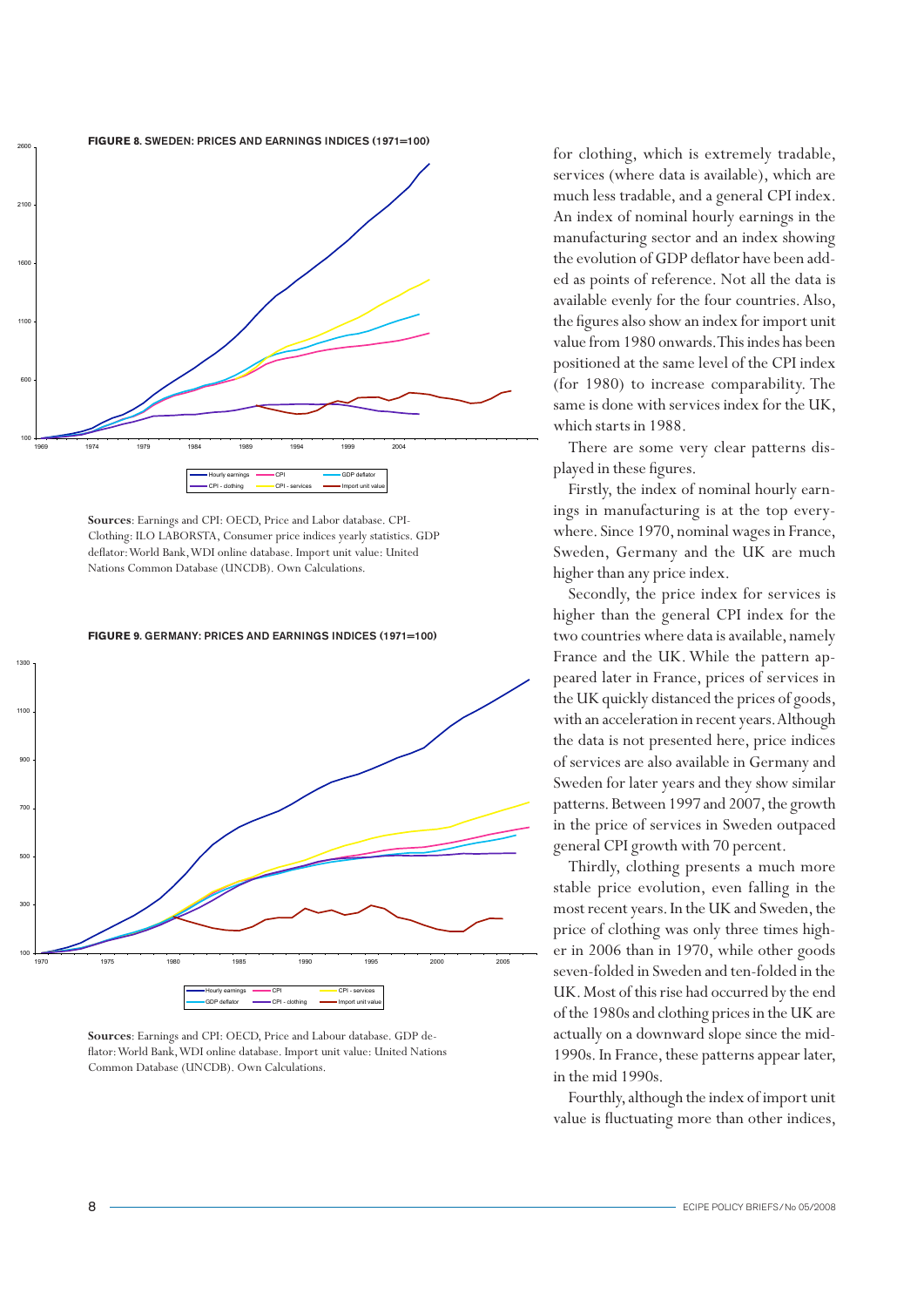**FIGURE 8. SWEDEN: PRICES AND EARNINGS INDICES (1971=100)**

**Sources**: Earnings and CPI: OECD, Price and Labor database. CPI-Clothing: ILO LABORSTA, Consumer price indices yearly statistics. GDP deflator: World Bank, WDI online database. Import unit value: United Nations Common Database (UNCDB). Own Calculations.

**FIGURE 9. GERMANY: PRICES AND EARNINGS INDICES (1971=100)**

**Sources**: Earnings and CPI: OECD, Price and Labour database. GDP deflator: World Bank, WDI online database. Import unit value: United Nations Common Database (UNCDB). Own Calculations.

for clothing, which is extremely tradable, services (where data is available), which are much less tradable, and a general CPI index. An index of nominal hourly earnings in the manufacturing sector and an index showing the evolution of GDP deflator have been added as points of reference. Not all the data is available evenly for the four countries. Also, the figures also show an index for import unit value from 1980 onwards. This indes has been positioned at the same level of the CPI index (for 1980) to increase comparability. The same is done with services index for the UK, which starts in 1988.

There are some very clear patterns displayed in these figures.

Firstly, the index of nominal hourly earnings in manufacturing is at the top everywhere. Since 1970, nominal wages in France, Sweden, Germany and the UK are much higher than any price index.

Secondly, the price index for services is higher than the general CPI index for the two countries where data is available, namely France and the UK. While the pattern appeared later in France, prices of services in the UK quickly distanced the prices of goods, with an acceleration in recent years. Although the data is not presented here, price indices of services are also available in Germany and Sweden for later years and they show similar patterns. Between 1997 and 2007, the growth in the price of services in Sweden outpaced general CPI growth with 70 percent.

Thirdly, clothing presents a much more stable price evolution, even falling in the most recent years. In the UK and Sweden, the price of clothing was only three times higher in 2006 than in 1970, while other goods seven-folded in Sweden and ten-folded in the UK. Most of this rise had occurred by the end of the 1980s and clothing prices in the UK are actually on a downward slope since the mid-1990s. In France, these patterns appear later, in the mid 1990s.

Fourthly, although the index of import unit value is fluctuating more than other indices,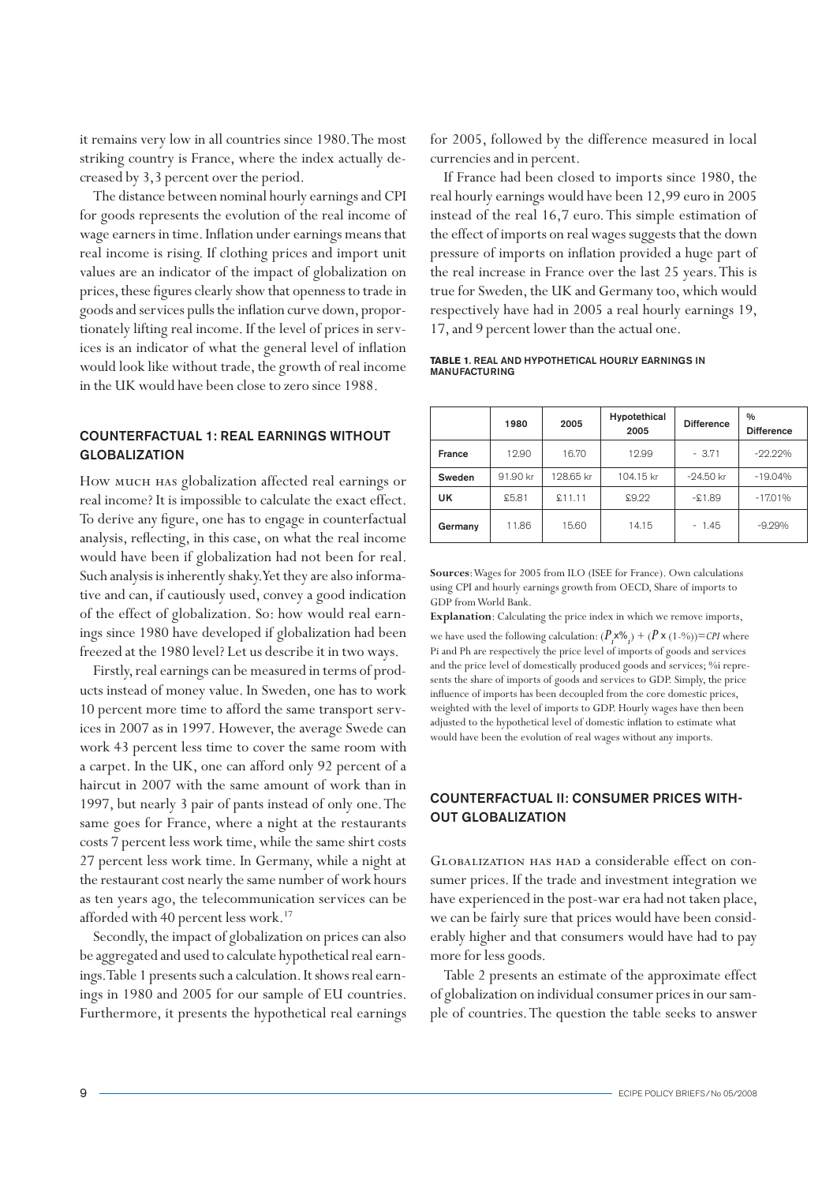it remains very low in all countries since 1980. The most striking country is France, where the index actually decreased by 3,3 percent over the period.

The distance between nominal hourly earnings and CPI for goods represents the evolution of the real income of wage earners in time. Inflation under earnings means that real income is rising. If clothing prices and import unit values are an indicator of the impact of globalization on prices, these figures clearly show that openness to trade in goods and services pulls the inflation curve down, proportionately lifting real income. If the level of prices in services is an indicator of what the general level of inflation would look like without trade, the growth of real income in the UK would have been close to zero since 1988.

## COUNTERFACTUAL 1: REAL EARNINGS WITHOUT GLOBALIZATION

How much has globalization affected real earnings or real income? It is impossible to calculate the exact effect. To derive any figure, one has to engage in counterfactual analysis, reflecting, in this case, on what the real income would have been if globalization had not been for real. Such analysis is inherently shaky. Yet they are also informative and can, if cautiously used, convey a good indication of the effect of globalization. So: how would real earnings since 1980 have developed if globalization had been freezed at the 1980 level? Let us describe it in two ways.

Firstly, real earnings can be measured in terms of products instead of money value. In Sweden, one has to work 10 percent more time to afford the same transport services in 2007 as in 1997. However, the average Swede can work 43 percent less time to cover the same room with a carpet. In the UK, one can afford only 92 percent of a haircut in 2007 with the same amount of work than in 1997, but nearly 3 pair of pants instead of only one. The same goes for France, where a night at the restaurants costs 7 percent less work time, while the same shirt costs 27 percent less work time. In Germany, while a night at the restaurant cost nearly the same number of work hours as ten years ago, the telecommunication services can be afforded with 40 percent less work.[17]

Secondly, the impact of globalization on prices can also be aggregated and used to calculate hypothetical real earnings. Table 1 presents such a calculation. It shows real earnings in 1980 and 2005 for our sample of EU countries. Furthermore, it presents the hypothetical real earnings for 2005, followed by the difference measured in local currencies and in percent.

If France had been closed to imports since 1980, the real hourly earnings would have been 12,99 euro in 2005 instead of the real 16,7 euro. This simple estimation of the effect of imports on real wages suggests that the down pressure of imports on inflation provided a huge part of the real increase in France over the last 25 years. This is true for Sweden, the UK and Germany too, which would respectively have had in 2005 a real hourly earnings 19, 17, and 9 percent lower than the actual one.

**TABLE 1. REAL AND HYPOTHETICAL HOURLY EARNINGS IN MANUFACTURING**

| | 1980 | 2005 | Hypothetical 2005 | Difference | % Difference |
|---|---|---|---|---|---|
| France | 12.90 | 16.70 | 12.99 | - 3.71 | -22.22% |
| Sweden | 91.90 kr | 128.65 kr | 104.15 kr | -24.50 kr | -19.04% |
| UK | £5.81 | £11.11 | £9.22 | -£1.89 | -17.01% |
| Germany | 11.86 | 15.60 | 14.15 | - 1.45 | -9.29% |

**Sources**: Wages for 2005 from ILO (ISEE for France). Own calculations using CPI and hourly earnings growth from OECD, Share of imports to GDP from World Bank.

**Explanation**: Calculating the price index in which we remove imports, we have used the following calculation: $(P_i \times \%_i) + (P \times (1-\%)) = CPI$ where Pi and Ph are respectively the price level of imports of goods and services and the price level of domestically produced goods and services; %i represents the share of imports of goods and services to GDP. Simply, the price influence of imports has been decoupled from the core domestic prices, weighted with the level of imports to GDP. Hourly wages have then been adjusted to the hypothetical level of domestic inflation to estimate what would have been the evolution of real wages without any imports.

## COUNTERFACTUAL II: CONSUMER PRICES WITHOUT GLOBALIZATION

Globalization has had a considerable effect on consumer prices. If the trade and investment integration we have experienced in the post-war era had not taken place, we can be fairly sure that prices would have been considerably higher and that consumers would have had to pay more for less goods.

Table 2 presents an estimate of the approximate effect of globalization on individual consumer prices in our sample of countries. The question the table seeks to answer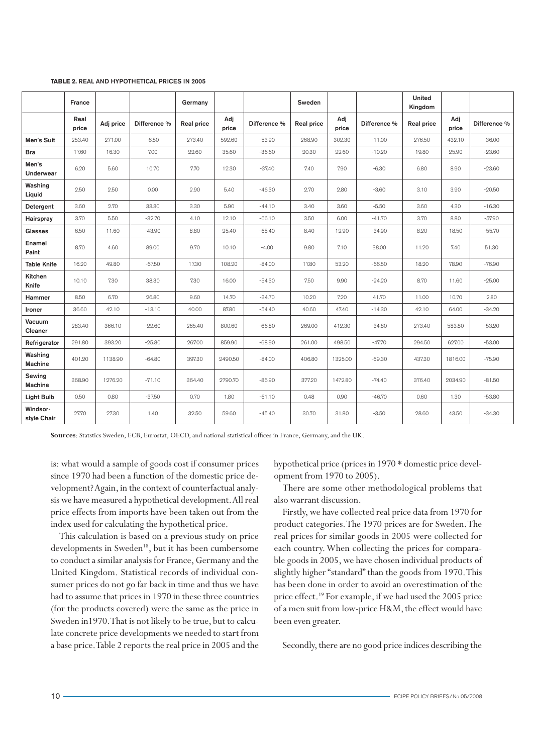**TABLE 2. REAL AND HYPOTHETICAL PRICES IN 2005**

| | France | | | Germany | | | Sweden | | | United Kingdom | | |
|---|---|---|---|---|---|---|---|---|---|---|---|---|
| | Real price | Adj price | Difference % | Real price | Adj price | Difference % | Real price | Adj price | Difference % | Real price | Adj price | Difference % |
| Men's Suit | 253.40 | 271.00 | -6.50 | 273.40 | 592.60 | -53.90 | 268.90 | 302.30 | -11.00 | 276.50 | 432.10 | -36.00 |
| Bra | 17.60 | 16.30 | 7.00 | 22.60 | 35.60 | -36.60 | 20.30 | 22.60 | -10.20 | 19.80 | 25.90 | -23.60 |
| Men's Underwear | 6.20 | 5.60 | 10.70 | 7.70 | 12.30 | -37.40 | 7.40 | 7.90 | -6.30 | 6.80 | 8.90 | -23.60 |
| Washing Liquid | 2.50 | 2.50 | 0.00 | 2.90 | 5.40 | -46.30 | 2.70 | 2.80 | -3.60 | 3.10 | 3.90 | -20.50 |
| Detergent | 3.60 | 2.70 | 33.30 | 3.30 | 5.90 | -44.10 | 3.40 | 3.60 | -5.50 | 3.60 | 4.30 | -16.30 |
| Hairspray | 3.70 | 5.50 | -32.70 | 4.10 | 12.10 | -66.10 | 3.50 | 6.00 | -41.70 | 3.70 | 8.80 | -57.90 |
| Glasses | 6.50 | 11.60 | -43.90 | 8.80 | 25.40 | -65.40 | 8.40 | 12.90 | -34.90 | 8.20 | 18.50 | -55.70 |
| Enamel Paint | 8.70 | 4.60 | 89.00 | 9.70 | 10.10 | -4.00 | 9.80 | 7.10 | 38.00 | 11.20 | 7.40 | 51.30 |
| Table Knife | 16.20 | 49.80 | -67.50 | 17.30 | 108.20 | -84.00 | 17.80 | 53.20 | -66.50 | 18.20 | 78.90 | -76.90 |
| Kitchen Knife | 10.10 | 7.30 | 38.30 | 7.30 | 16.00 | -54.30 | 7.50 | 9.90 | -24.20 | 8.70 | 11.60 | -25.00 |
| Hammer | 8.50 | 6.70 | 26.80 | 9.60 | 14.70 | -34.70 | 10.20 | 7.20 | 41.70 | 11.00 | 10.70 | 2.80 |
| Ironer | 36.60 | 42.10 | -13.10 | 40.00 | 87.80 | -54.40 | 40.60 | 47.40 | -14.30 | 42.10 | 64.00 | -34.20 |
| Vacuum Cleaner | 283.40 | 366.10 | -22.60 | 265.40 | 800.60 | -66.80 | 269.00 | 412.30 | -34.80 | 273.40 | 583.80 | -53.20 |
| Refrigerator | 291.80 | 393.20 | -25.80 | 267.00 | 859.90 | -68.90 | 261.00 | 498.50 | -47.70 | 294.50 | 627.00 | -53.00 |
| Washing Machine | 401.20 | 1138.90 | -64.80 | 397.30 | 2490.50 | -84.00 | 406.80 | 1325.00 | -69.30 | 437.30 | 1816.00 | -75.90 |
| Sewing Machine | 368.90 | 1276.20 | -71.10 | 364.40 | 2790.70 | -86.90 | 377.20 | 1472.80 | -74.40 | 376.40 | 2034.90 | -81.50 |
| Light Bulb | 0.50 | 0.80 | -37.50 | 0.70 | 1.80 | -61.10 | 0.48 | 0.90 | -46.70 | 0.60 | 1.30 | -53.80 |
| Windsor-style Chair | 27.70 | 27.30 | 1.40 | 32.50 | 59.60 | -45.40 | 30.70 | 31.80 | -3.50 | 28.60 | 43.50 | -34.30 |

**Sources**: Statstics Sweden, ECB, Eurostat, OECD, and national statistical offices in France, Germany, and the UK.

is: what would a sample of goods cost if consumer prices since 1970 had been a function of the domestic price development? Again, in the context of counterfactual analysis we have measured a hypothetical development. All real price effects from imports have been taken out from the index used for calculating the hypothetical price.

This calculation is based on a previous study on price developments in Sweden[18], but it has been cumbersome to conduct a similar analysis for France, Germany and the United Kingdom. Statistical records of individual consumer prices do not go far back in time and thus we have had to assume that prices in 1970 in these three countries (for the products covered) were the same as the price in Sweden in1970. That is not likely to be true, but to calculate concrete price developments we needed to start from a base price. Table 2 reports the real price in 2005 and the hypothetical price (prices in 1970 * domestic price development from 1970 to 2005).

There are some other methodological problems that also warrant discussion.

Firstly, we have collected real price data from 1970 for product categories. The 1970 prices are for Sweden. The real prices for similar goods in 2005 were collected for each country. When collecting the prices for comparable goods in 2005, we have chosen individual products of slightly higher "standard" than the goods from 1970. This has been done in order to avoid an overestimation of the price effect.[19] For example, if we had used the 2005 price of a men suit from low-price H&M, the effect would have been even greater.

Secondly, there are no good price indices describing the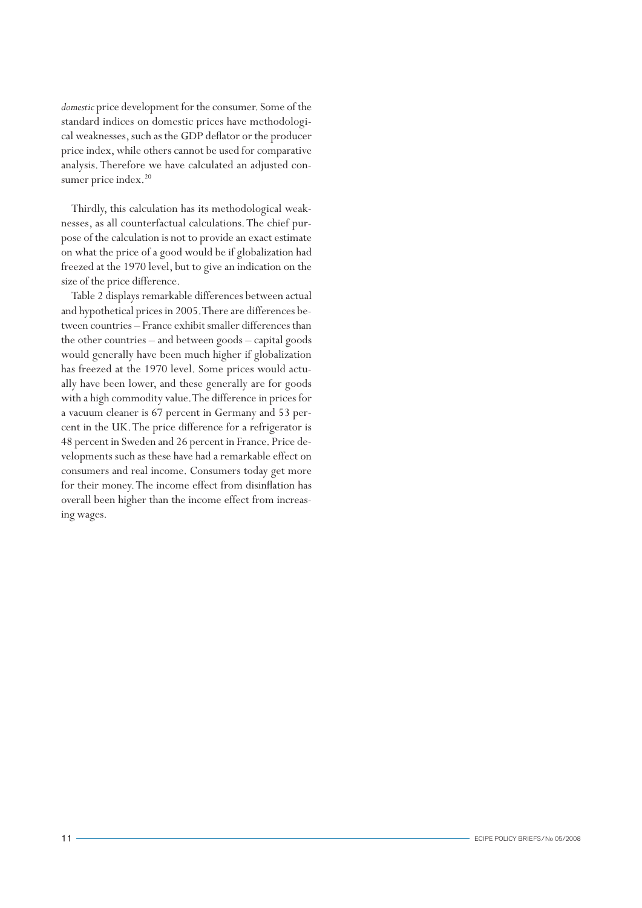*domestic* price development for the consumer. Some of the standard indices on domestic prices have methodological weaknesses, such as the GDP deflator or the producer price index, while others cannot be used for comparative analysis. Therefore we have calculated an adjusted consumer price index.[20]

Thirdly, this calculation has its methodological weaknesses, as all counterfactual calculations. The chief purpose of the calculation is not to provide an exact estimate on what the price of a good would be if globalization had freezed at the 1970 level, but to give an indication on the size of the price difference.

Table 2 displays remarkable differences between actual and hypothetical prices in 2005. There are differences between countries – France exhibit smaller differences than the other countries – and between goods – capital goods would generally have been much higher if globalization has freezed at the 1970 level. Some prices would actually have been lower, and these generally are for goods with a high commodity value. The difference in prices for a vacuum cleaner is 67 percent in Germany and 53 percent in the UK. The price difference for a refrigerator is 48 percent in Sweden and 26 percent in France. Price developments such as these have had a remarkable effect on consumers and real income. Consumers today get more for their money. The income effect from disinflation has overall been higher than the income effect from increasing wages.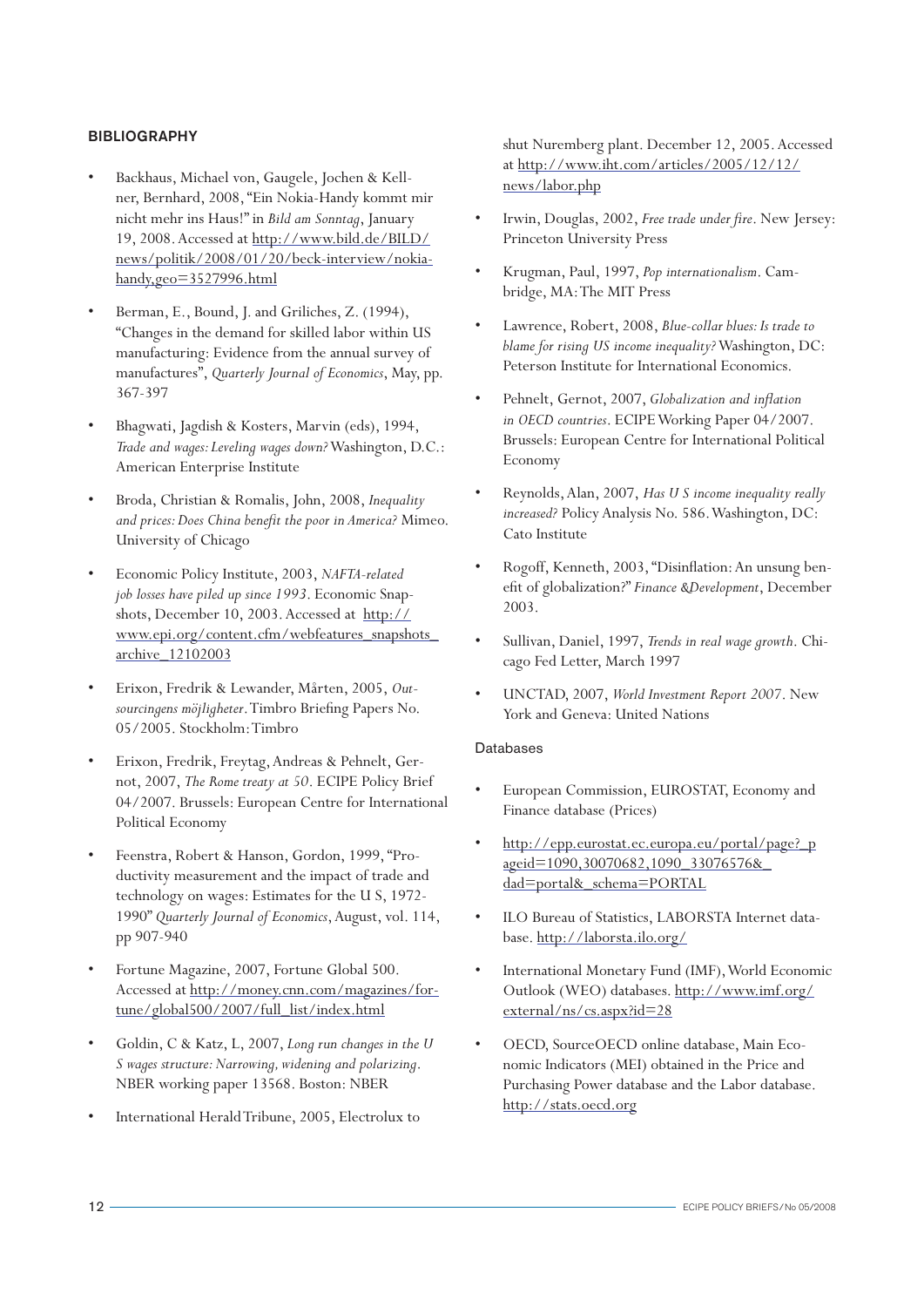## BIBLIOGRAPHY

- Backhaus, Michael von, Gaugele, Jochen & Kellner, Bernhard, 2008, "Ein Nokia-Handy kommt mir nicht mehr ins Haus!" in *Bild am Sonntag*, January 19, 2008. Accessed at http://www.bild.de/BILD/news/politik/2008/01/20/beck-interview/nokia-handy,geo=3527996.html
- Berman, E., Bound, J. and Griliches, Z. (1994), "Changes in the demand for skilled labor within US manufacturing: Evidence from the annual survey of manufactures", *Quarterly Journal of Economics*, May, pp. 367-397
- Bhagwati, Jagdish & Kosters, Marvin (eds), 1994, *Trade and wages: Leveling wages down?* Washington, D.C.: American Enterprise Institute
- Broda, Christian & Romalis, John, 2008, *Inequality and prices: Does China benefit the poor in America?* Mimeo. University of Chicago
- Economic Policy Institute, 2003, *NAFTA-related job losses have piled up since 1993*. Economic Snapshots, December 10, 2003. Accessed at http://www.epi.org/content.cfm/webfeatures_snapshots_archive_12102003
- Erixon, Fredrik & Lewander, Mårten, 2005, *Outsourcingens möjligheter*. Timbro Briefing Papers No. 05/2005. Stockholm: Timbro
- Erixon, Fredrik, Freytag, Andreas & Pehnelt, Gernot, 2007, *The Rome treaty at 50*. ECIPE Policy Brief 04/2007. Brussels: European Centre for International Political Economy
- Feenstra, Robert & Hanson, Gordon, 1999, "Productivity measurement and the impact of trade and technology on wages: Estimates for the U S, 1972-1990" *Quarterly Journal of Economics*, August, vol. 114, pp 907-940
- Fortune Magazine, 2007, Fortune Global 500. Accessed at http://money.cnn.com/magazines/fortune/global500/2007/full_list/index.html
- Goldin, C & Katz, L, 2007, *Long run changes in the U S wages structure: Narrowing, widening and polarizing*. NBER working paper 13568. Boston: NBER
- International Herald Tribune, 2005, Electrolux to shut Nuremberg plant. December 12, 2005. Accessed at http://www.iht.com/articles/2005/12/12/news/labor.php
- Irwin, Douglas, 2002, *Free trade under fire*. New Jersey: Princeton University Press
- Krugman, Paul, 1997, *Pop internationalism*. Cambridge, MA: The MIT Press
- Lawrence, Robert, 2008, *Blue-collar blues: Is trade to blame for rising US income inequality?* Washington, DC: Peterson Institute for International Economics.
- Pehnelt, Gernot, 2007, *Globalization and inflation in OECD countries*. ECIPE Working Paper 04/2007. Brussels: European Centre for International Political Economy
- Reynolds, Alan, 2007, *Has U S income inequality really increased?* Policy Analysis No. 586. Washington, DC: Cato Institute
- Rogoff, Kenneth, 2003, "Disinflation: An unsung benefit of globalization?" *Finance &Development*, December 2003.
- Sullivan, Daniel, 1997, *Trends in real wage growth*. Chicago Fed Letter, March 1997
- UNCTAD, 2007, *World Investment Report 2007*. New York and Geneva: United Nations

### Databases

- European Commission, EUROSTAT, Economy and Finance database (Prices)
- http://epp.eurostat.ec.europa.eu/portal/page?_pageid=1090,30070682,1090_33076576&_dad=portal&_schema=PORTAL
- ILO Bureau of Statistics, LABORSTA Internet database. http://laborsta.ilo.org/
- International Monetary Fund (IMF), World Economic Outlook (WEO) databases. http://www.imf.org/external/ns/cs.aspx?id=28
- OECD, SourceOECD online database, Main Economic Indicators (MEI) obtained in the Price and Purchasing Power database and the Labor database. http://stats.oecd.org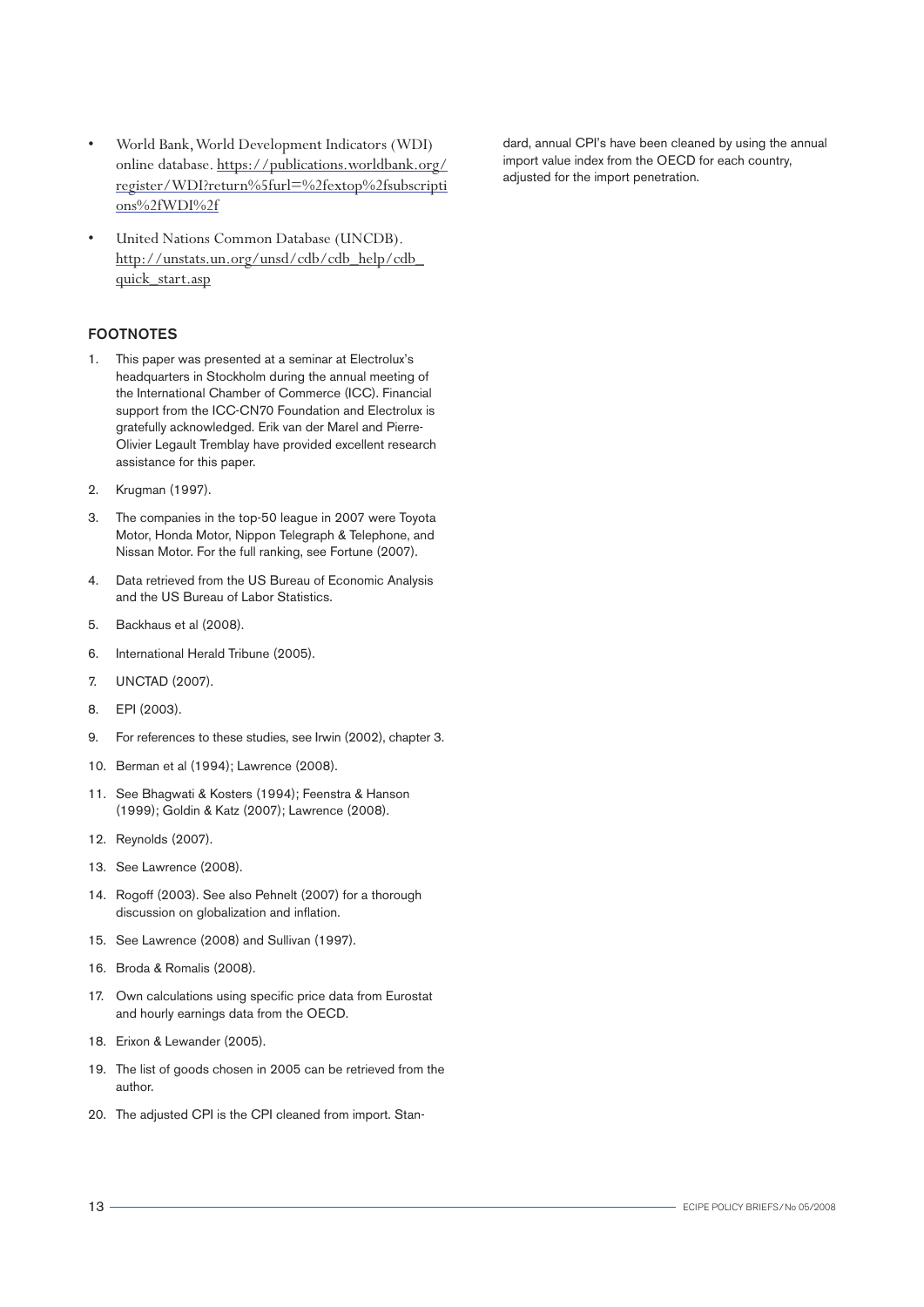- World Bank, World Development Indicators (WDI) online database. https://publications.worldbank.org/register/WDI?return%5furl=%2fextop%2fsubscriptions%2fWDI%2f

- United Nations Common Database (UNCDB). http://unstats.un.org/unsd/cdb/cdb_help/cdb_quick_start.asp

## FOOTNOTES

1. This paper was presented at a seminar at Electrolux's headquarters in Stockholm during the annual meeting of the International Chamber of Commerce (ICC). Financial support from the ICC-CN70 Foundation and Electrolux is gratefully acknowledged. Erik van der Marel and Pierre-Olivier Legault Tremblay have provided excellent research assistance for this paper.
2. Krugman (1997).
3. The companies in the top-50 league in 2007 were Toyota Motor, Honda Motor, Nippon Telegraph & Telephone, and Nissan Motor. For the full ranking, see Fortune (2007).
4. Data retrieved from the US Bureau of Economic Analysis and the US Bureau of Labor Statistics.
5. Backhaus et al (2008).
6. International Herald Tribune (2005).
7. UNCTAD (2007).
8. EPI (2003).
9. For references to these studies, see Irwin (2002), chapter 3.
10. Berman et al (1994); Lawrence (2008).
11. See Bhagwati & Kosters (1994); Feenstra & Hanson (1999); Goldin & Katz (2007); Lawrence (2008).
12. Reynolds (2007).
13. See Lawrence (2008).
14. Rogoff (2003). See also Pehnelt (2007) for a thorough discussion on globalization and inflation.
15. See Lawrence (2008) and Sullivan (1997).
16. Broda & Romalis (2008).
17. Own calculations using specific price data from Eurostat and hourly earnings data from the OECD.
18. Erixon & Lewander (2005).
19. The list of goods chosen in 2005 can be retrieved from the author.
20. The adjusted CPI is the CPI cleaned from import. Standard, annual CPI's have been cleaned by using the annual import value index from the OECD for each country, adjusted for the import penetration.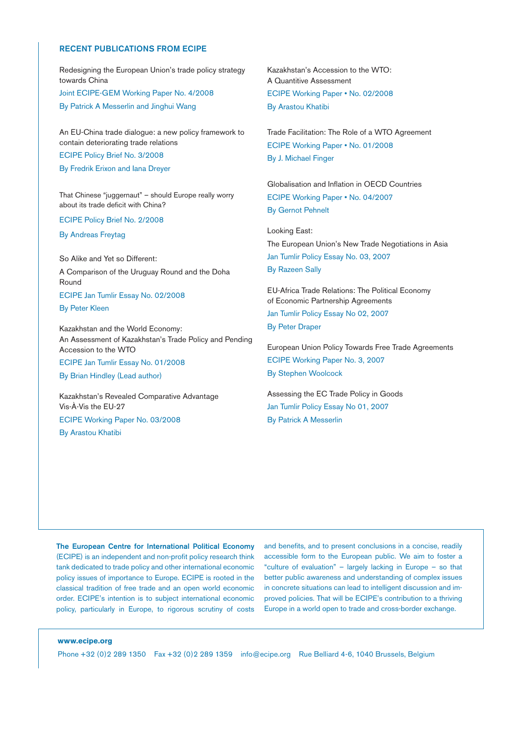## RECENT PUBLICATIONS FROM ECIPE

Redesigning the European Union's trade policy strategy towards China
Joint ECIPE-GEM Working Paper No. 4/2008
By Patrick A Messerlin and Jinghui Wang

An EU-China trade dialogue: a new policy framework to contain deteriorating trade relations
ECIPE Policy Brief No. 3/2008
By Fredrik Erixon and Iana Dreyer

That Chinese "juggernaut" – should Europe really worry about its trade deficit with China?
ECIPE Policy Brief No. 2/2008
By Andreas Freytag

So Alike and Yet so Different:
A Comparison of the Uruguay Round and the Doha Round
ECIPE Jan Tumlir Essay No. 02/2008
By Peter Kleen

Kazakhstan and the World Economy:
An Assessment of Kazakhstan's Trade Policy and Pending Accession to the WTO
ECIPE Jan Tumlir Essay No. 01/2008
By Brian Hindley (Lead author)

Kazakhstan's Revealed Comparative Advantage Vis-À-Vis the EU-27
ECIPE Working Paper No. 03/2008
By Arastou Khatibi

Kazakhstan's Accession to the WTO:
A Quantitive Assessment
ECIPE Working Paper • No. 02/2008
By Arastou Khatibi

Trade Facilitation: The Role of a WTO Agreement
ECIPE Working Paper • No. 01/2008
By J. Michael Finger

Globalisation and Inflation in OECD Countries
ECIPE Working Paper • No. 04/2007
By Gernot Pehnelt

Looking East:
The European Union's New Trade Negotiations in Asia
Jan Tumlir Policy Essay No. 03, 2007
By Razeen Sally

EU-Africa Trade Relations: The Political Economy of Economic Partnership Agreements
Jan Tumlir Policy Essay No 02, 2007
By Peter Draper

European Union Policy Towards Free Trade Agreements
ECIPE Working Paper No. 3, 2007
By Stephen Woolcock

Assessing the EC Trade Policy in Goods
Jan Tumlir Policy Essay No 01, 2007
By Patrick A Messerlin

**The European Centre for International Political Economy** (ECIPE) is an independent and non-profit policy research think tank dedicated to trade policy and other international economic policy issues of importance to Europe. ECIPE is rooted in the classical tradition of free trade and an open world economic order. ECIPE's intention is to subject international economic policy, particularly in Europe, to rigorous scrutiny of costs and benefits, and to present conclusions in a concise, readily accessible form to the European public. We aim to foster a "culture of evaluation" – largely lacking in Europe – so that better public awareness and understanding of complex issues in concrete situations can lead to intelligent discussion and improved policies. That will be ECIPE's contribution to a thriving Europe in a world open to trade and cross-border exchange.

**www.ecipe.org**

Phone +32 (0)2 289 1350 Fax +32 (0)2 289 1359 info@ecipe.org Rue Belliard 4-6, 1040 Brussels, Belgium